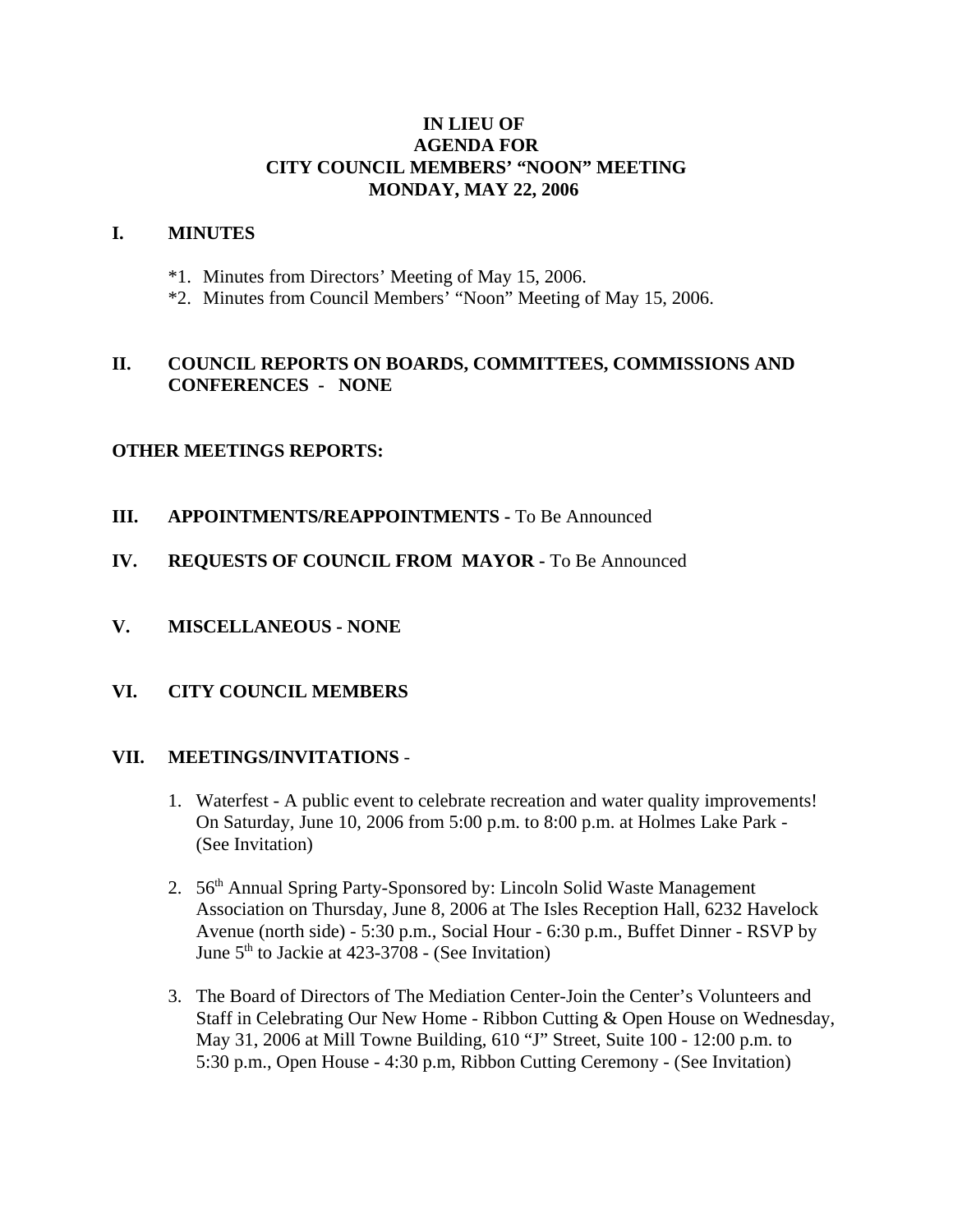# IN LIEU OF
# AGENDA FOR
# CITY COUNCIL MEMBERS' "NOON" MEETING
# MONDAY, MAY 22, 2006

## I. MINUTES

*1. Minutes from Directors' Meeting of May 15, 2006.
*2. Minutes from Council Members' "Noon" Meeting of May 15, 2006.

## II. COUNCIL REPORTS ON BOARDS, COMMITTEES, COMMISSIONS AND CONFERENCES - NONE

**OTHER MEETINGS REPORTS:**

## III. APPOINTMENTS/REAPPOINTMENTS - To Be Announced

## IV. REQUESTS OF COUNCIL FROM MAYOR - To Be Announced

## V. MISCELLANEOUS - NONE

## VI. CITY COUNCIL MEMBERS

## VII. MEETINGS/INVITATIONS -

1. Waterfest - A public event to celebrate recreation and water quality improvements! On Saturday, June 10, 2006 from 5:00 p.m. to 8:00 p.m. at Holmes Lake Park - (See Invitation)

2. 56th Annual Spring Party-Sponsored by: Lincoln Solid Waste Management Association on Thursday, June 8, 2006 at The Isles Reception Hall, 6232 Havelock Avenue (north side) - 5:30 p.m., Social Hour - 6:30 p.m., Buffet Dinner - RSVP by June 5th to Jackie at 423-3708 - (See Invitation)

3. The Board of Directors of The Mediation Center-Join the Center's Volunteers and Staff in Celebrating Our New Home - Ribbon Cutting & Open House on Wednesday, May 31, 2006 at Mill Towne Building, 610 "J" Street, Suite 100 - 12:00 p.m. to 5:30 p.m., Open House - 4:30 p.m, Ribbon Cutting Ceremony - (See Invitation)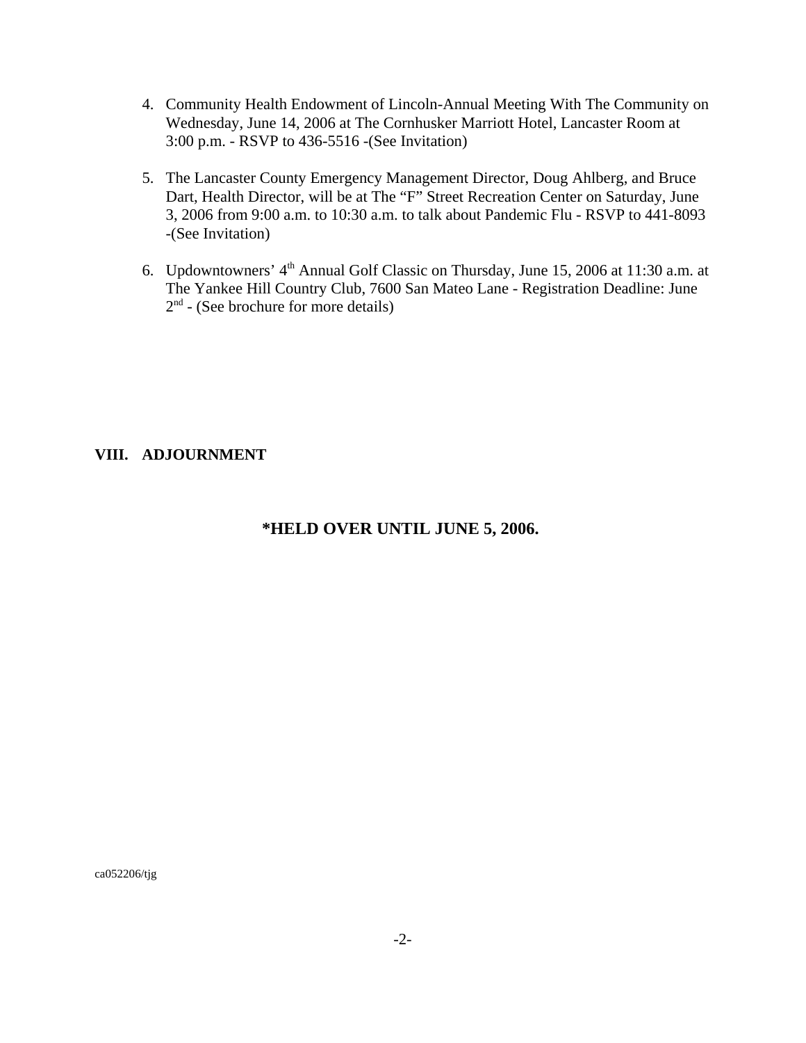4. Community Health Endowment of Lincoln-Annual Meeting With The Community on Wednesday, June 14, 2006 at The Cornhusker Marriott Hotel, Lancaster Room at 3:00 p.m. - RSVP to 436-5516 -(See Invitation)

5. The Lancaster County Emergency Management Director, Doug Ahlberg, and Bruce Dart, Health Director, will be at The "F" Street Recreation Center on Saturday, June 3, 2006 from 9:00 a.m. to 10:30 a.m. to talk about Pandemic Flu - RSVP to 441-8093 -(See Invitation)

6. Updowntowners' 4th Annual Golf Classic on Thursday, June 15, 2006 at 11:30 a.m. at The Yankee Hill Country Club, 7600 San Mateo Lane - Registration Deadline: June 2nd - (See brochure for more details)

**VIII. ADJOURNMENT**

**\*HELD OVER UNTIL JUNE 5, 2006.**

ca052206/tjg